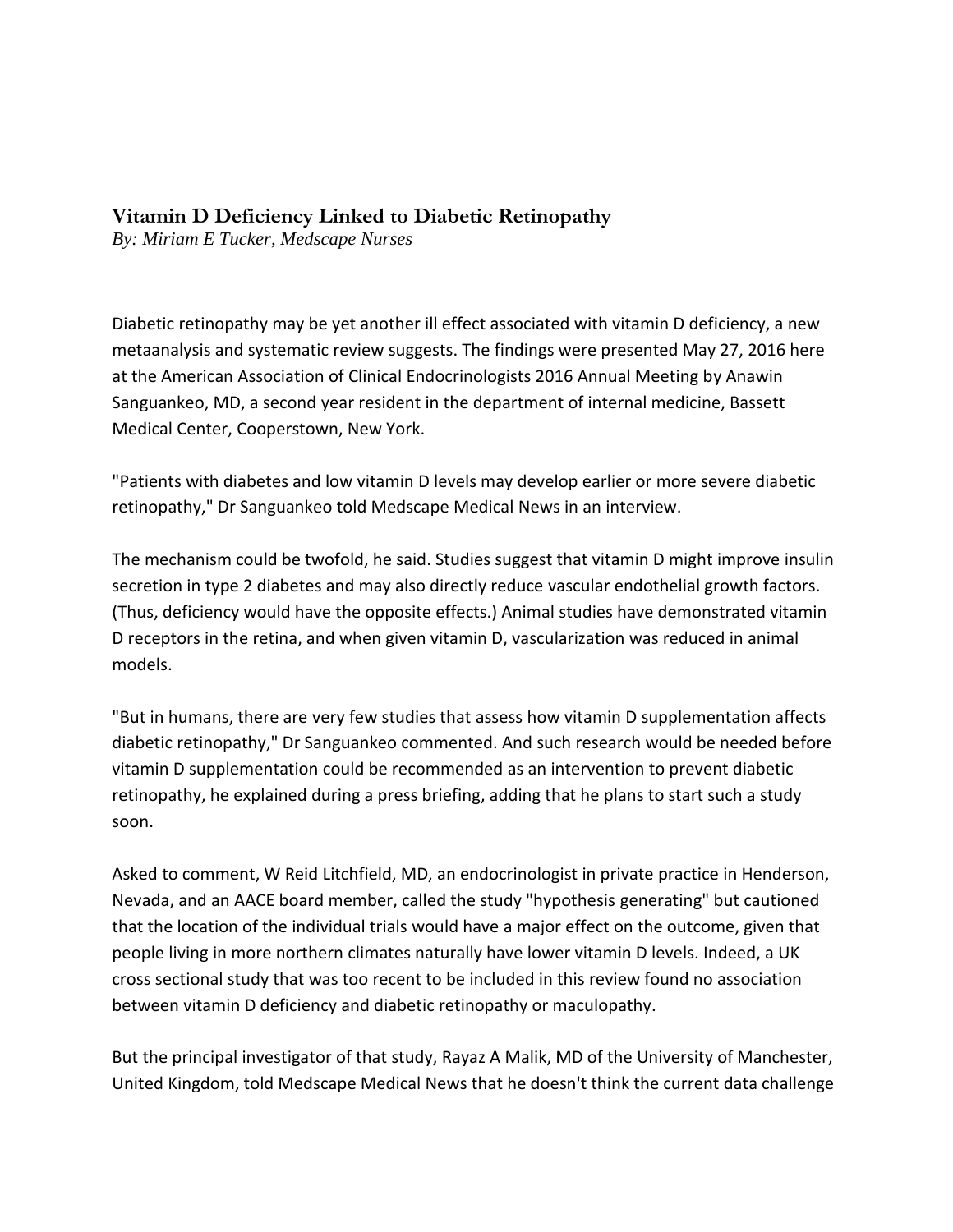# Vitamin D Deficiency Linked to Diabetic Retinopathy

*By: Miriam E Tucker, Medscape Nurses*

Diabetic retinopathy may be yet another ill effect associated with vitamin D deficiency, a new metaanalysis and systematic review suggests. The findings were presented May 27, 2016 here at the American Association of Clinical Endocrinologists 2016 Annual Meeting by Anawin Sanguankeo, MD, a second year resident in the department of internal medicine, Bassett Medical Center, Cooperstown, New York.

"Patients with diabetes and low vitamin D levels may develop earlier or more severe diabetic retinopathy," Dr Sanguankeo told Medscape Medical News in an interview.

The mechanism could be twofold, he said. Studies suggest that vitamin D might improve insulin secretion in type 2 diabetes and may also directly reduce vascular endothelial growth factors. (Thus, deficiency would have the opposite effects.) Animal studies have demonstrated vitamin D receptors in the retina, and when given vitamin D, vascularization was reduced in animal models.

"But in humans, there are very few studies that assess how vitamin D supplementation affects diabetic retinopathy," Dr Sanguankeo commented. And such research would be needed before vitamin D supplementation could be recommended as an intervention to prevent diabetic retinopathy, he explained during a press briefing, adding that he plans to start such a study soon.

Asked to comment, W Reid Litchfield, MD, an endocrinologist in private practice in Henderson, Nevada, and an AACE board member, called the study "hypothesis generating" but cautioned that the location of the individual trials would have a major effect on the outcome, given that people living in more northern climates naturally have lower vitamin D levels. Indeed, a UK cross sectional study that was too recent to be included in this review found no association between vitamin D deficiency and diabetic retinopathy or maculopathy.

But the principal investigator of that study, Rayaz A Malik, MD of the University of Manchester, United Kingdom, told Medscape Medical News that he doesn't think the current data challenge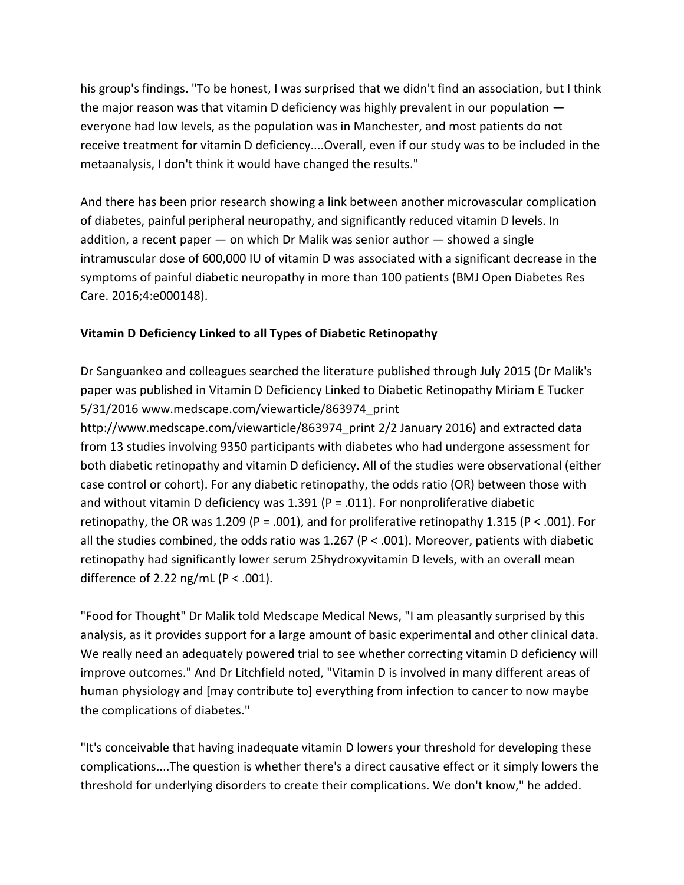his group's findings. "To be honest, I was surprised that we didn't find an association, but I think the major reason was that vitamin D deficiency was highly prevalent in our population — everyone had low levels, as the population was in Manchester, and most patients do not receive treatment for vitamin D deficiency....Overall, even if our study was to be included in the metaanalysis, I don't think it would have changed the results."

And there has been prior research showing a link between another microvascular complication of diabetes, painful peripheral neuropathy, and significantly reduced vitamin D levels. In addition, a recent paper — on which Dr Malik was senior author — showed a single intramuscular dose of 600,000 IU of vitamin D was associated with a significant decrease in the symptoms of painful diabetic neuropathy in more than 100 patients (BMJ Open Diabetes Res Care. 2016;4:e000148).

**Vitamin D Deficiency Linked to all Types of Diabetic Retinopathy**

Dr Sanguankeo and colleagues searched the literature published through July 2015 (Dr Malik's paper was published in January 2016) and extracted data from 13 studies involving 9350 participants with diabetes who had undergone assessment for both diabetic retinopathy and vitamin D deficiency. All of the studies were observational (either case control or cohort). For any diabetic retinopathy, the odds ratio (OR) between those with and without vitamin D deficiency was 1.391 ($P = .011$). For nonproliferative diabetic retinopathy, the OR was 1.209 ($P = .001$), and for proliferative retinopathy 1.315 ($P < .001$). For all the studies combined, the odds ratio was 1.267 ($P < .001$). Moreover, patients with diabetic retinopathy had significantly lower serum 25hydroxyvitamin D levels, with an overall mean difference of 2.22 ng/mL ($P < .001$).

"Food for Thought" Dr Malik told Medscape Medical News, "I am pleasantly surprised by this analysis, as it provides support for a large amount of basic experimental and other clinical data. We really need an adequately powered trial to see whether correcting vitamin D deficiency will improve outcomes." And Dr Litchfield noted, "Vitamin D is involved in many different areas of human physiology and [may contribute to] everything from infection to cancer to now maybe the complications of diabetes."

"It's conceivable that having inadequate vitamin D lowers your threshold for developing these complications....The question is whether there's a direct causative effect or it simply lowers the threshold for underlying disorders to create their complications. We don't know," he added.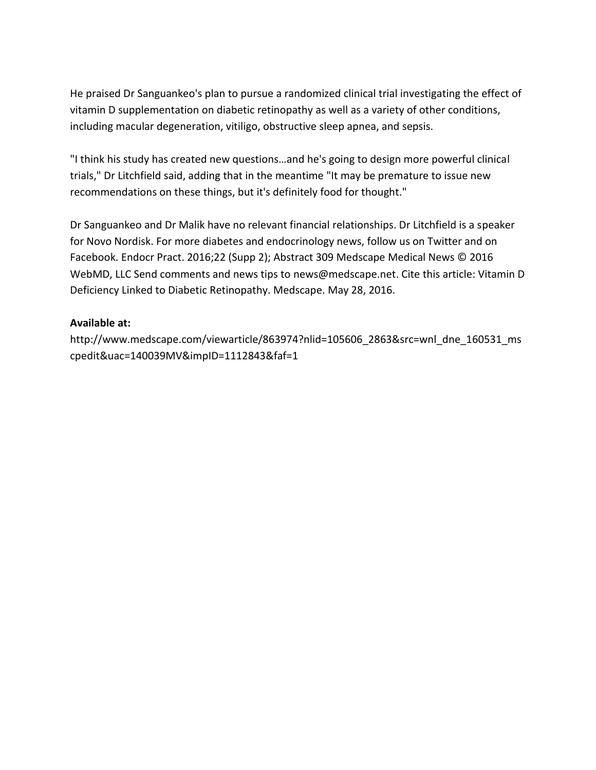He praised Dr Sanguankeo's plan to pursue a randomized clinical trial investigating the effect of vitamin D supplementation on diabetic retinopathy as well as a variety of other conditions, including macular degeneration, vitiligo, obstructive sleep apnea, and sepsis.

"I think his study has created new questions…and he's going to design more powerful clinical trials," Dr Litchfield said, adding that in the meantime "It may be premature to issue new recommendations on these things, but it's definitely food for thought."

Dr Sanguankeo and Dr Malik have no relevant financial relationships. Dr Litchfield is a speaker for Novo Nordisk. For more diabetes and endocrinology news, follow us on Twitter and on Facebook. Endocr Pract. 2016;22 (Supp 2); Abstract 309 Medscape Medical News © 2016 WebMD, LLC Send comments and news tips to news@medscape.net. Cite this article: Vitamin D Deficiency Linked to Diabetic Retinopathy. Medscape. May 28, 2016.

**Available at:**
http://www.medscape.com/viewarticle/863974?nlid=105606_2863&src=wnl_dne_160531_mscpedit&uac=140039MV&impID=1112843&faf=1